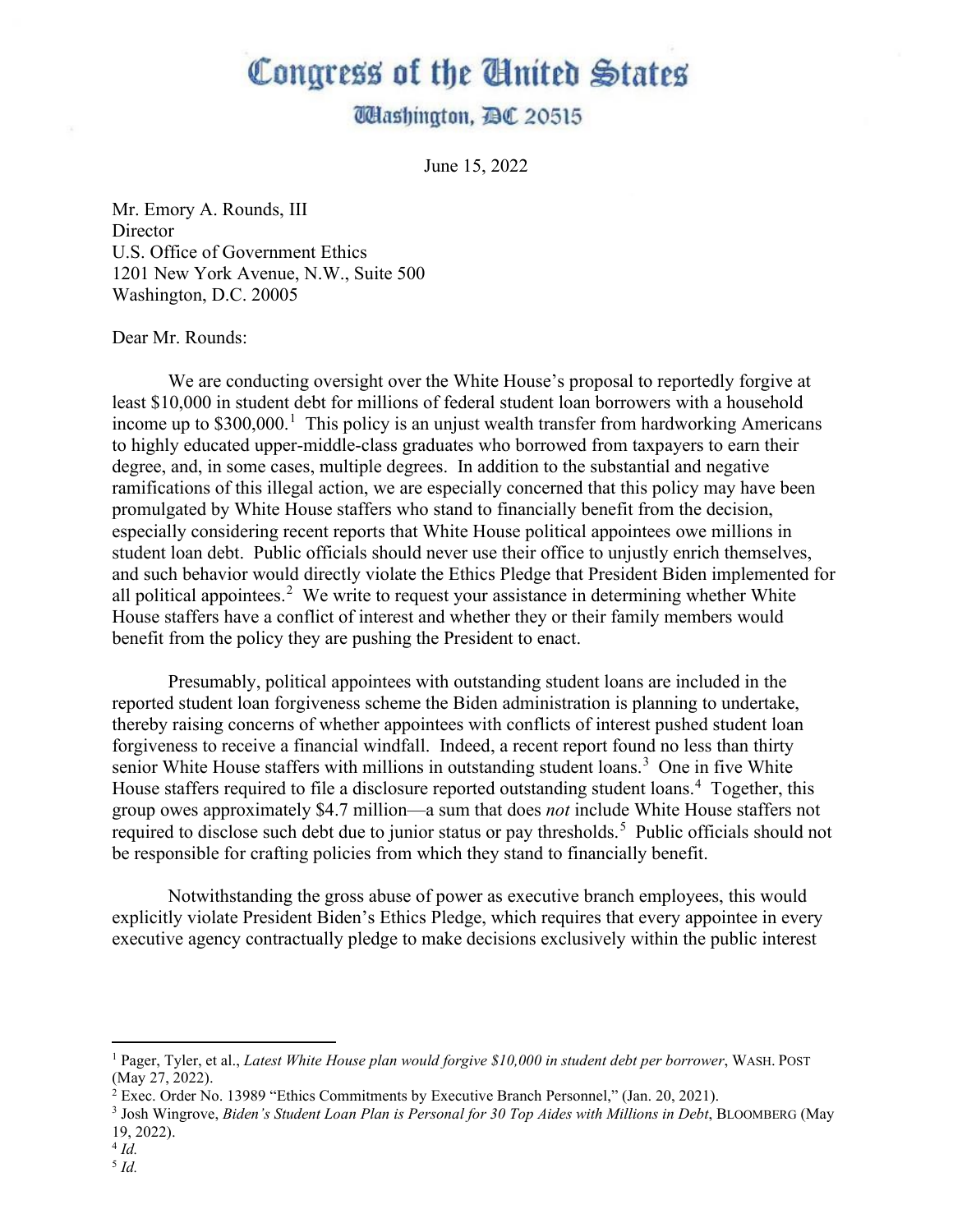# Congress of the United States

## Washington, DC 20515

June 15, 2022

Mr. Emory A. Rounds, III
Director
U.S. Office of Government Ethics
1201 New York Avenue, N.W., Suite 500
Washington, D.C. 20005

Dear Mr. Rounds:

We are conducting oversight over the White House's proposal to reportedly forgive at least $10,000 in student debt for millions of federal student loan borrowers with a household income up to $300,000.[1] This policy is an unjust wealth transfer from hardworking Americans to highly educated upper-middle-class graduates who borrowed from taxpayers to earn their degree, and, in some cases, multiple degrees. In addition to the substantial and negative ramifications of this illegal action, we are especially concerned that this policy may have been promulgated by White House staffers who stand to financially benefit from the decision, especially considering recent reports that White House political appointees owe millions in student loan debt. Public officials should never use their office to unjustly enrich themselves, and such behavior would directly violate the Ethics Pledge that President Biden implemented for all political appointees.[2] We write to request your assistance in determining whether White House staffers have a conflict of interest and whether they or their family members would benefit from the policy they are pushing the President to enact.

Presumably, political appointees with outstanding student loans are included in the reported student loan forgiveness scheme the Biden administration is planning to undertake, thereby raising concerns of whether appointees with conflicts of interest pushed student loan forgiveness to receive a financial windfall. Indeed, a recent report found no less than thirty senior White House staffers with millions in outstanding student loans.[3] One in five White House staffers required to file a disclosure reported outstanding student loans.[4] Together, this group owes approximately $4.7 million—a sum that does *not* include White House staffers not required to disclose such debt due to junior status or pay thresholds.[5] Public officials should not be responsible for crafting policies from which they stand to financially benefit.

Notwithstanding the gross abuse of power as executive branch employees, this would explicitly violate President Biden's Ethics Pledge, which requires that every appointee in every executive agency contractually pledge to make decisions exclusively within the public interest

---

[1] Pager, Tyler, et al., *Latest White House plan would forgive $10,000 in student debt per borrower*, WASH. POST (May 27, 2022).

[2] Exec. Order No. 13989 "Ethics Commitments by Executive Branch Personnel," (Jan. 20, 2021).

[3] Josh Wingrove, *Biden's Student Loan Plan is Personal for 30 Top Aides with Millions in Debt*, BLOOMBERG (May 19, 2022).

[4] *Id.*

[5] *Id.*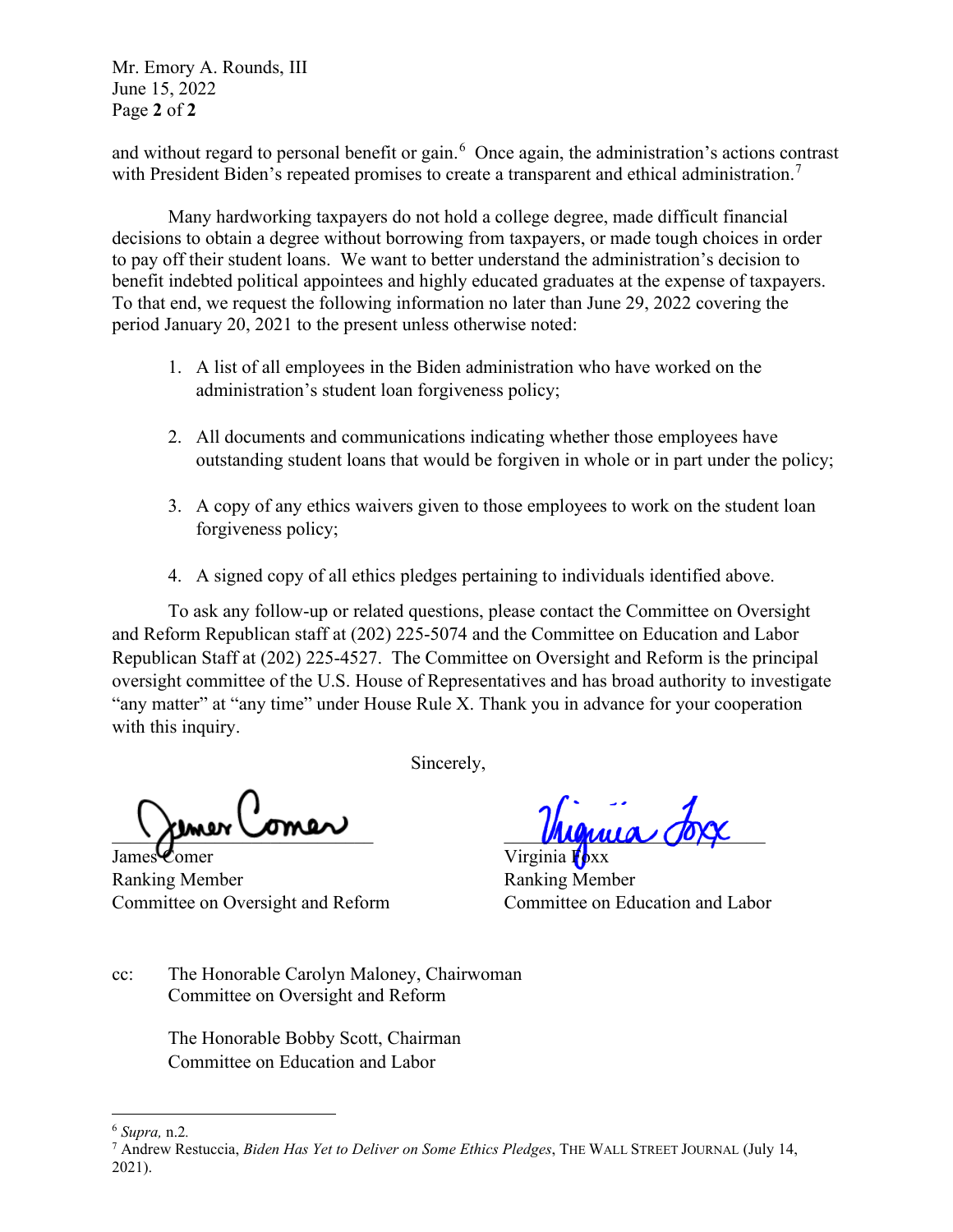and without regard to personal benefit or gain.[6] Once again, the administration's actions contrast with President Biden's repeated promises to create a transparent and ethical administration.[7]

Many hardworking taxpayers do not hold a college degree, made difficult financial decisions to obtain a degree without borrowing from taxpayers, or made tough choices in order to pay off their student loans. We want to better understand the administration's decision to benefit indebted political appointees and highly educated graduates at the expense of taxpayers. To that end, we request the following information no later than June 29, 2022 covering the period January 20, 2021 to the present unless otherwise noted:

1. A list of all employees in the Biden administration who have worked on the administration's student loan forgiveness policy;

2. All documents and communications indicating whether those employees have outstanding student loans that would be forgiven in whole or in part under the policy;

3. A copy of any ethics waivers given to those employees to work on the student loan forgiveness policy;

4. A signed copy of all ethics pledges pertaining to individuals identified above.

To ask any follow-up or related questions, please contact the Committee on Oversight and Reform Republican staff at (202) 225-5074 and the Committee on Education and Labor Republican Staff at (202) 225-4527. The Committee on Oversight and Reform is the principal oversight committee of the U.S. House of Representatives and has broad authority to investigate "any matter" at "any time" under House Rule X. Thank you in advance for your cooperation with this inquiry.

Sincerely,

James Comer
Ranking Member
Committee on Oversight and Reform

Virginia Foxx
Ranking Member
Committee on Education and Labor

cc: The Honorable Carolyn Maloney, Chairwoman
Committee on Oversight and Reform

The Honorable Bobby Scott, Chairman
Committee on Education and Labor

---

[6] *Supra,* n.2.

[7] Andrew Restuccia, *Biden Has Yet to Deliver on Some Ethics Pledges*, THE WALL STREET JOURNAL (July 14, 2021).